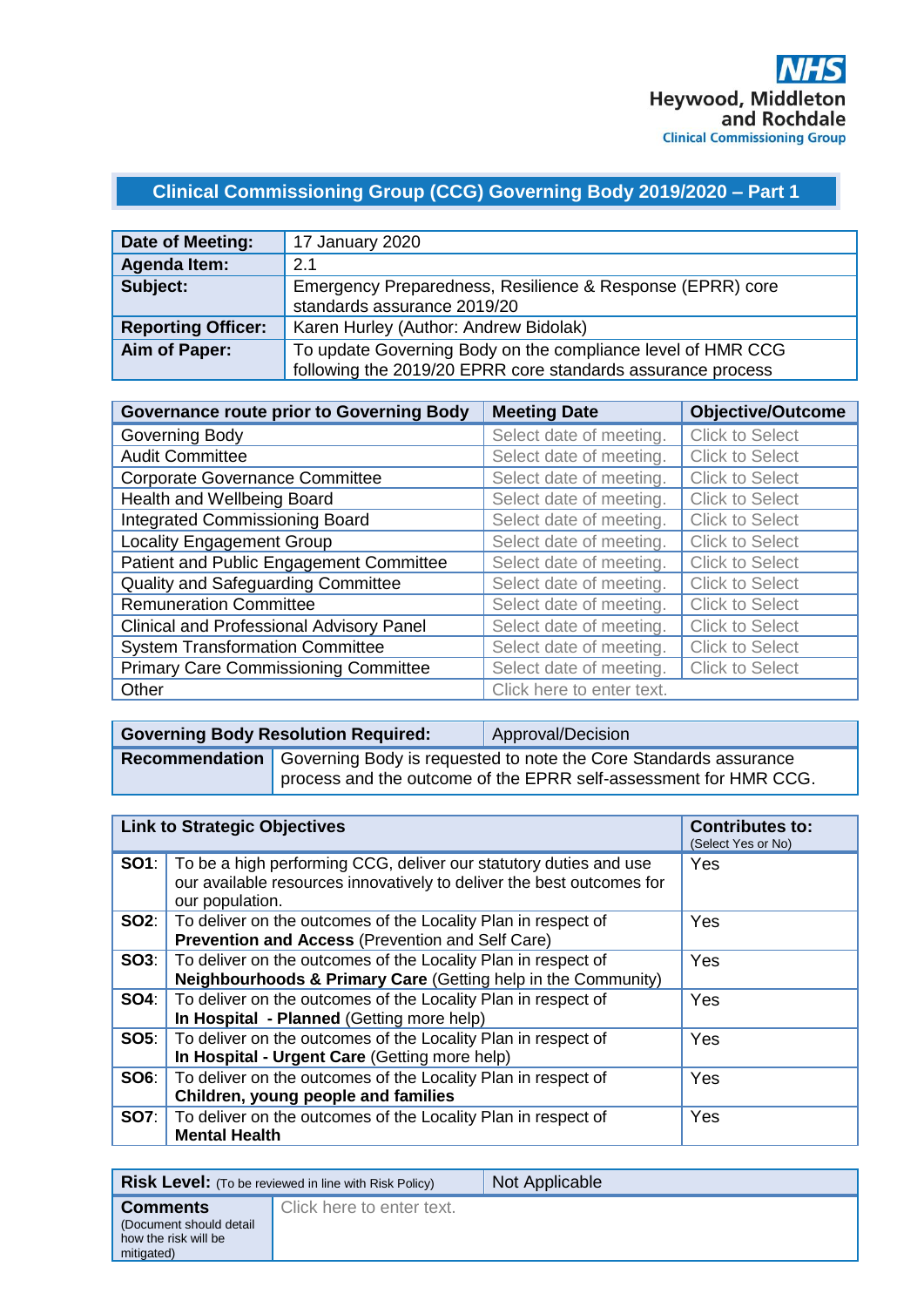NHS
Heywood, Middleton and Rochdale
Clinical Commissioning Group

# Clinical Commissioning Group (CCG) Governing Body 2019/2020 – Part 1

| **Date of Meeting:** | 17 January 2020 |
|---|---|
| **Agenda Item:** | 2.1 |
| **Subject:** | Emergency Preparedness, Resilience & Response (EPRR) core standards assurance 2019/20 |
| **Reporting Officer:** | Karen Hurley (Author: Andrew Bidolak) |
| **Aim of Paper:** | To update Governing Body on the compliance level of HMR CCG following the 2019/20 EPRR core standards assurance process |

| **Governance route prior to Governing Body** | **Meeting Date** | **Objective/Outcome** |
|---|---|---|
| Governing Body | Select date of meeting. | Click to Select |
| Audit Committee | Select date of meeting. | Click to Select |
| Corporate Governance Committee | Select date of meeting. | Click to Select |
| Health and Wellbeing Board | Select date of meeting. | Click to Select |
| Integrated Commissioning Board | Select date of meeting. | Click to Select |
| Locality Engagement Group | Select date of meeting. | Click to Select |
| Patient and Public Engagement Committee | Select date of meeting. | Click to Select |
| Quality and Safeguarding Committee | Select date of meeting. | Click to Select |
| Remuneration Committee | Select date of meeting. | Click to Select |
| Clinical and Professional Advisory Panel | Select date of meeting. | Click to Select |
| System Transformation Committee | Select date of meeting. | Click to Select |
| Primary Care Commissioning Committee | Select date of meeting. | Click to Select |
| Other | Click here to enter text. | |

| **Governing Body Resolution Required:** | Approval/Decision |
|---|---|
| **Recommendation** | Governing Body is requested to note the Core Standards assurance process and the outcome of the EPRR self-assessment for HMR CCG. |

| **Link to Strategic Objectives** | | **Contributes to:** (Select Yes or No) |
|---|---|---|
| **SO1**: | To be a high performing CCG, deliver our statutory duties and use our available resources innovatively to deliver the best outcomes for our population. | Yes |
| **SO2**: | To deliver on the outcomes of the Locality Plan in respect of **Prevention and Access** (Prevention and Self Care) | Yes |
| **SO3**: | To deliver on the outcomes of the Locality Plan in respect of **Neighbourhoods & Primary Care** (Getting help in the Community) | Yes |
| **SO4**: | To deliver on the outcomes of the Locality Plan in respect of **In Hospital - Planned** (Getting more help) | Yes |
| **SO5**: | To deliver on the outcomes of the Locality Plan in respect of **In Hospital - Urgent Care** (Getting more help) | Yes |
| **SO6**: | To deliver on the outcomes of the Locality Plan in respect of **Children, young people and families** | Yes |
| **SO7**: | To deliver on the outcomes of the Locality Plan in respect of **Mental Health** | Yes |

| **Risk Level:** (To be reviewed in line with Risk Policy) | Not Applicable |
|---|---|
| **Comments** (Document should detail how the risk will be mitigated) | Click here to enter text. |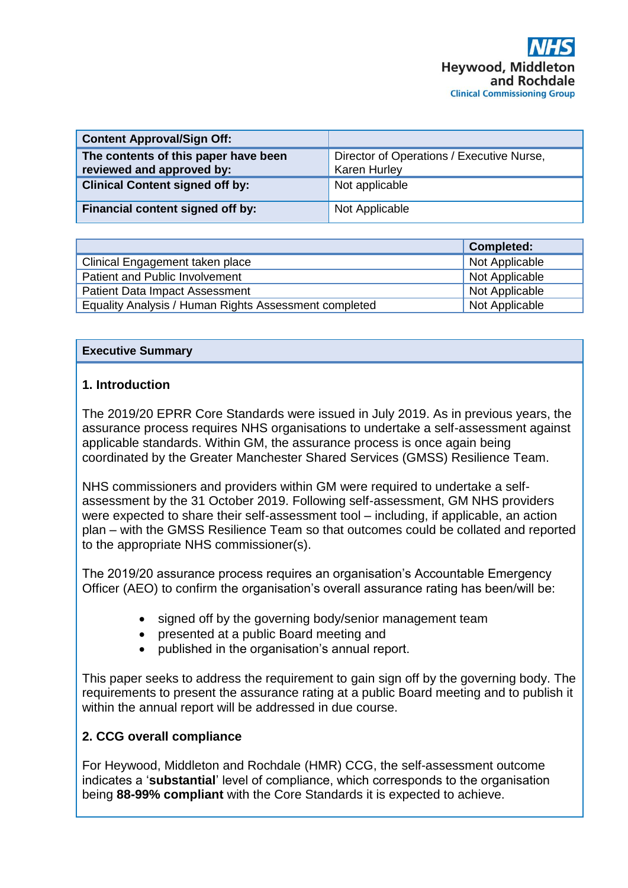Heywood, Middleton and Rochdale Clinical Commissioning Group

| Content Approval/Sign Off: | |
|---|---|
| **The contents of this paper have been reviewed and approved by:** | Director of Operations / Executive Nurse, Karen Hurley |
| **Clinical Content signed off by:** | Not applicable |
| **Financial content signed off by:** | Not Applicable |

| | Completed: |
|---|---|
| Clinical Engagement taken place | Not Applicable |
| Patient and Public Involvement | Not Applicable |
| Patient Data Impact Assessment | Not Applicable |
| Equality Analysis / Human Rights Assessment completed | Not Applicable |

**Executive Summary**

**1. Introduction**

The 2019/20 EPRR Core Standards were issued in July 2019. As in previous years, the assurance process requires NHS organisations to undertake a self-assessment against applicable standards. Within GM, the assurance process is once again being coordinated by the Greater Manchester Shared Services (GMSS) Resilience Team.

NHS commissioners and providers within GM were required to undertake a self-assessment by the 31 October 2019. Following self-assessment, GM NHS providers were expected to share their self-assessment tool – including, if applicable, an action plan – with the GMSS Resilience Team so that outcomes could be collated and reported to the appropriate NHS commissioner(s).

The 2019/20 assurance process requires an organisation's Accountable Emergency Officer (AEO) to confirm the organisation's overall assurance rating has been/will be:

- signed off by the governing body/senior management team
- presented at a public Board meeting and
- published in the organisation's annual report.

This paper seeks to address the requirement to gain sign off by the governing body. The requirements to present the assurance rating at a public Board meeting and to publish it within the annual report will be addressed in due course.

**2. CCG overall compliance**

For Heywood, Middleton and Rochdale (HMR) CCG, the self-assessment outcome indicates a '**substantial**' level of compliance, which corresponds to the organisation being **88-99% compliant** with the Core Standards it is expected to achieve.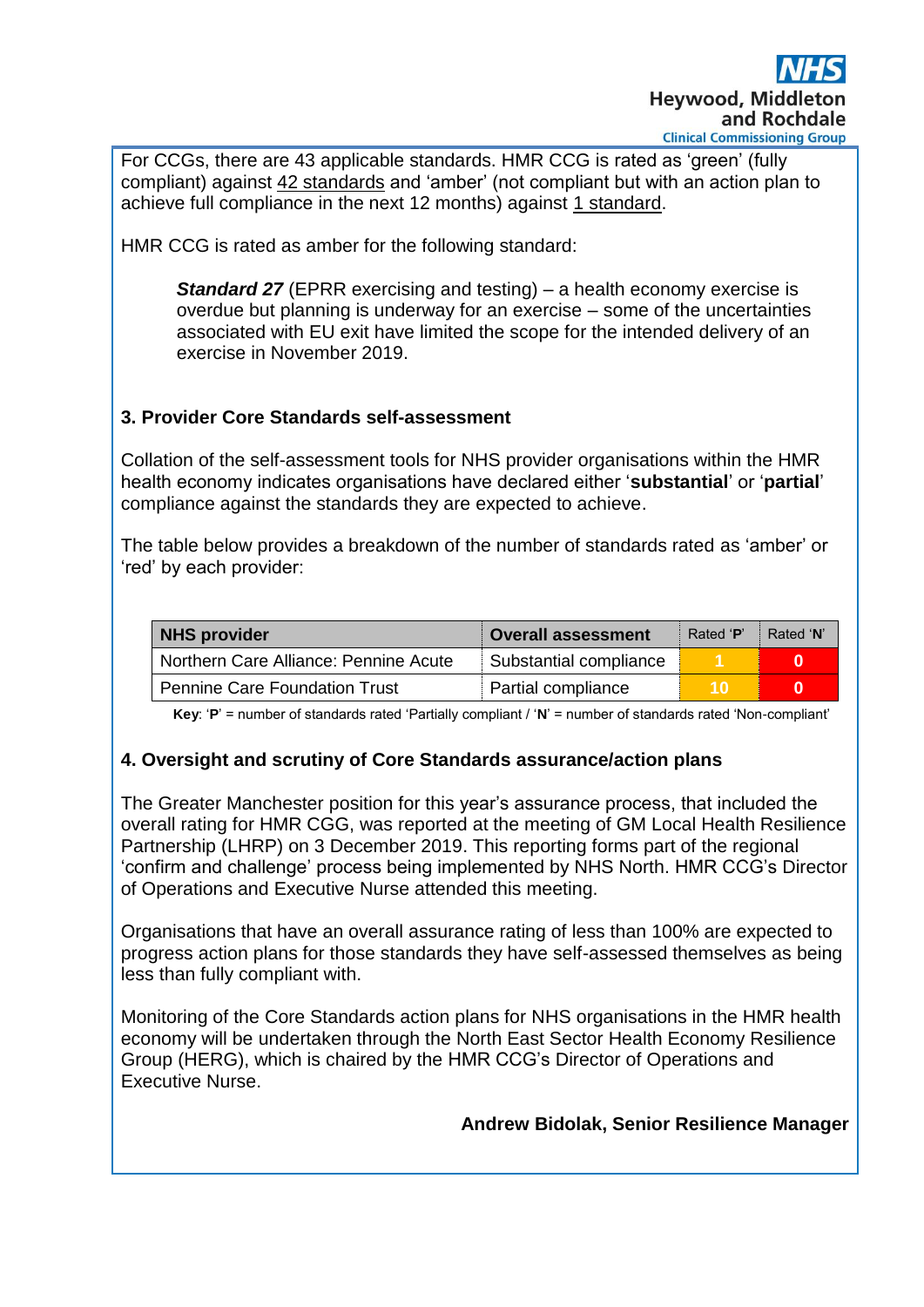For CCGs, there are 43 applicable standards. HMR CCG is rated as 'green' (fully compliant) against 42 standards and 'amber' (not compliant but with an action plan to achieve full compliance in the next 12 months) against 1 standard.

HMR CCG is rated as amber for the following standard:

> ***Standard 27*** (EPRR exercising and testing) – a health economy exercise is overdue but planning is underway for an exercise – some of the uncertainties associated with EU exit have limited the scope for the intended delivery of an exercise in November 2019.

### 3. Provider Core Standards self-assessment

Collation of the self-assessment tools for NHS provider organisations within the HMR health economy indicates organisations have declared either '**substantial**' or '**partial**' compliance against the standards they are expected to achieve.

The table below provides a breakdown of the number of standards rated as 'amber' or 'red' by each provider:

| NHS provider | Overall assessment | Rated 'P' | Rated 'N' |
|---|---|---|---|
| Northern Care Alliance: Pennine Acute | Substantial compliance | 1 | 0 |
| Pennine Care Foundation Trust | Partial compliance | 10 | 0 |

**Key**: '**P**' = number of standards rated 'Partially compliant / '**N**' = number of standards rated 'Non-compliant'

### 4. Oversight and scrutiny of Core Standards assurance/action plans

The Greater Manchester position for this year's assurance process, that included the overall rating for HMR CGG, was reported at the meeting of GM Local Health Resilience Partnership (LHRP) on 3 December 2019. This reporting forms part of the regional 'confirm and challenge' process being implemented by NHS North. HMR CCG's Director of Operations and Executive Nurse attended this meeting.

Organisations that have an overall assurance rating of less than 100% are expected to progress action plans for those standards they have self-assessed themselves as being less than fully compliant with.

Monitoring of the Core Standards action plans for NHS organisations in the HMR health economy will be undertaken through the North East Sector Health Economy Resilience Group (HERG), which is chaired by the HMR CCG's Director of Operations and Executive Nurse.

**Andrew Bidolak, Senior Resilience Manager**